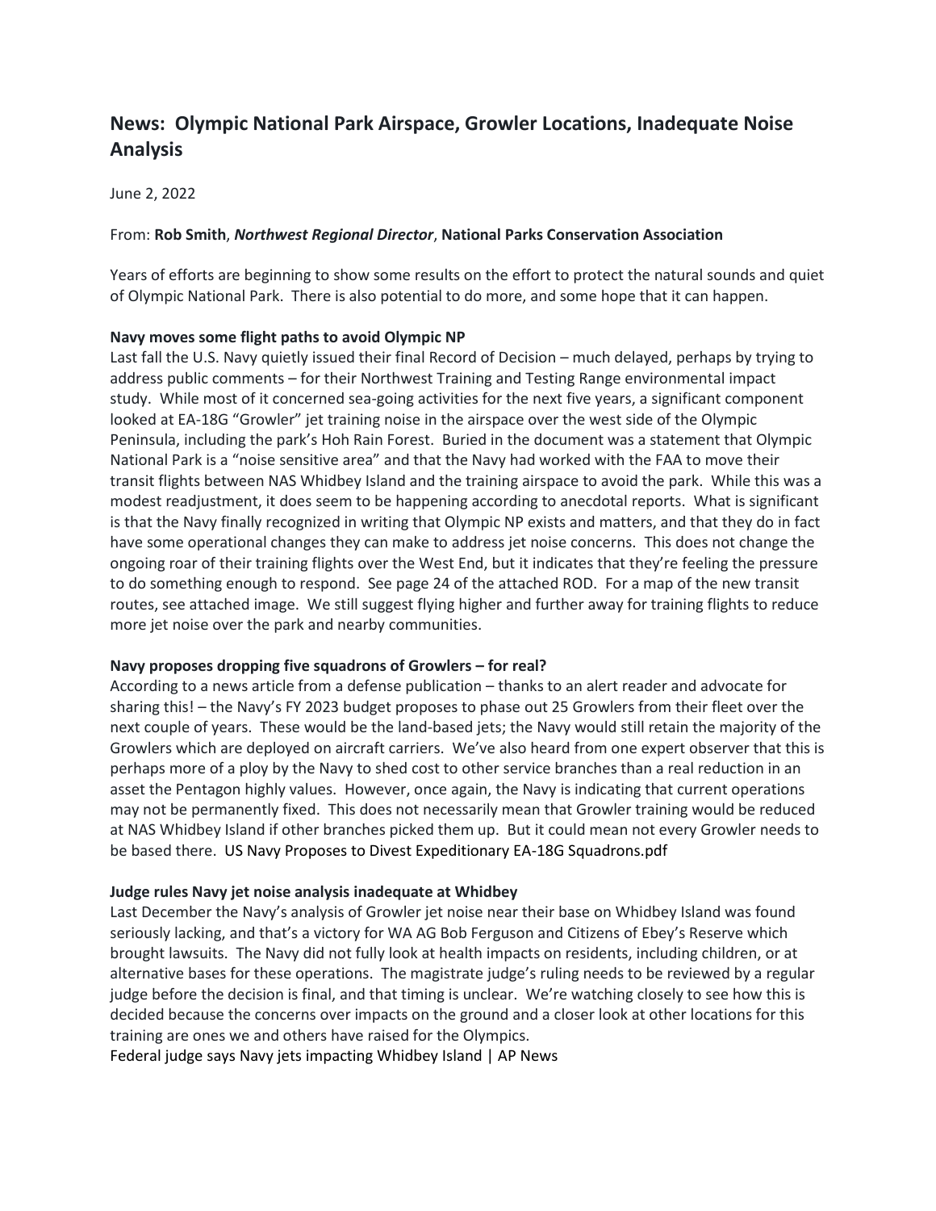# News: Olympic National Park Airspace, Growler Locations, Inadequate Noise Analysis

June 2, 2022

From: **Rob Smith**, ***Northwest Regional Director***, **National Parks Conservation Association**

Years of efforts are beginning to show some results on the effort to protect the natural sounds and quiet of Olympic National Park. There is also potential to do more, and some hope that it can happen.

**Navy moves some flight paths to avoid Olympic NP**

Last fall the U.S. Navy quietly issued their final Record of Decision – much delayed, perhaps by trying to address public comments – for their Northwest Training and Testing Range environmental impact study. While most of it concerned sea-going activities for the next five years, a significant component looked at EA-18G "Growler" jet training noise in the airspace over the west side of the Olympic Peninsula, including the park's Hoh Rain Forest. Buried in the document was a statement that Olympic National Park is a "noise sensitive area" and that the Navy had worked with the FAA to move their transit flights between NAS Whidbey Island and the training airspace to avoid the park. While this was a modest readjustment, it does seem to be happening according to anecdotal reports. What is significant is that the Navy finally recognized in writing that Olympic NP exists and matters, and that they do in fact have some operational changes they can make to address jet noise concerns. This does not change the ongoing roar of their training flights over the West End, but it indicates that they're feeling the pressure to do something enough to respond. See page 24 of the attached ROD. For a map of the new transit routes, see attached image. We still suggest flying higher and further away for training flights to reduce more jet noise over the park and nearby communities.

**Navy proposes dropping five squadrons of Growlers – for real?**

According to a news article from a defense publication – thanks to an alert reader and advocate for sharing this! – the Navy's FY 2023 budget proposes to phase out 25 Growlers from their fleet over the next couple of years. These would be the land-based jets; the Navy would still retain the majority of the Growlers which are deployed on aircraft carriers. We've also heard from one expert observer that this is perhaps more of a ploy by the Navy to shed cost to other service branches than a real reduction in an asset the Pentagon highly values. However, once again, the Navy is indicating that current operations may not be permanently fixed. This does not necessarily mean that Growler training would be reduced at NAS Whidbey Island if other branches picked them up. But it could mean not every Growler needs to be based there. US Navy Proposes to Divest Expeditionary EA-18G Squadrons.pdf

**Judge rules Navy jet noise analysis inadequate at Whidbey**

Last December the Navy's analysis of Growler jet noise near their base on Whidbey Island was found seriously lacking, and that's a victory for WA AG Bob Ferguson and Citizens of Ebey's Reserve which brought lawsuits. The Navy did not fully look at health impacts on residents, including children, or at alternative bases for these operations. The magistrate judge's ruling needs to be reviewed by a regular judge before the decision is final, and that timing is unclear. We're watching closely to see how this is decided because the concerns over impacts on the ground and a closer look at other locations for this training are ones we and others have raised for the Olympics.

Federal judge says Navy jets impacting Whidbey Island | AP News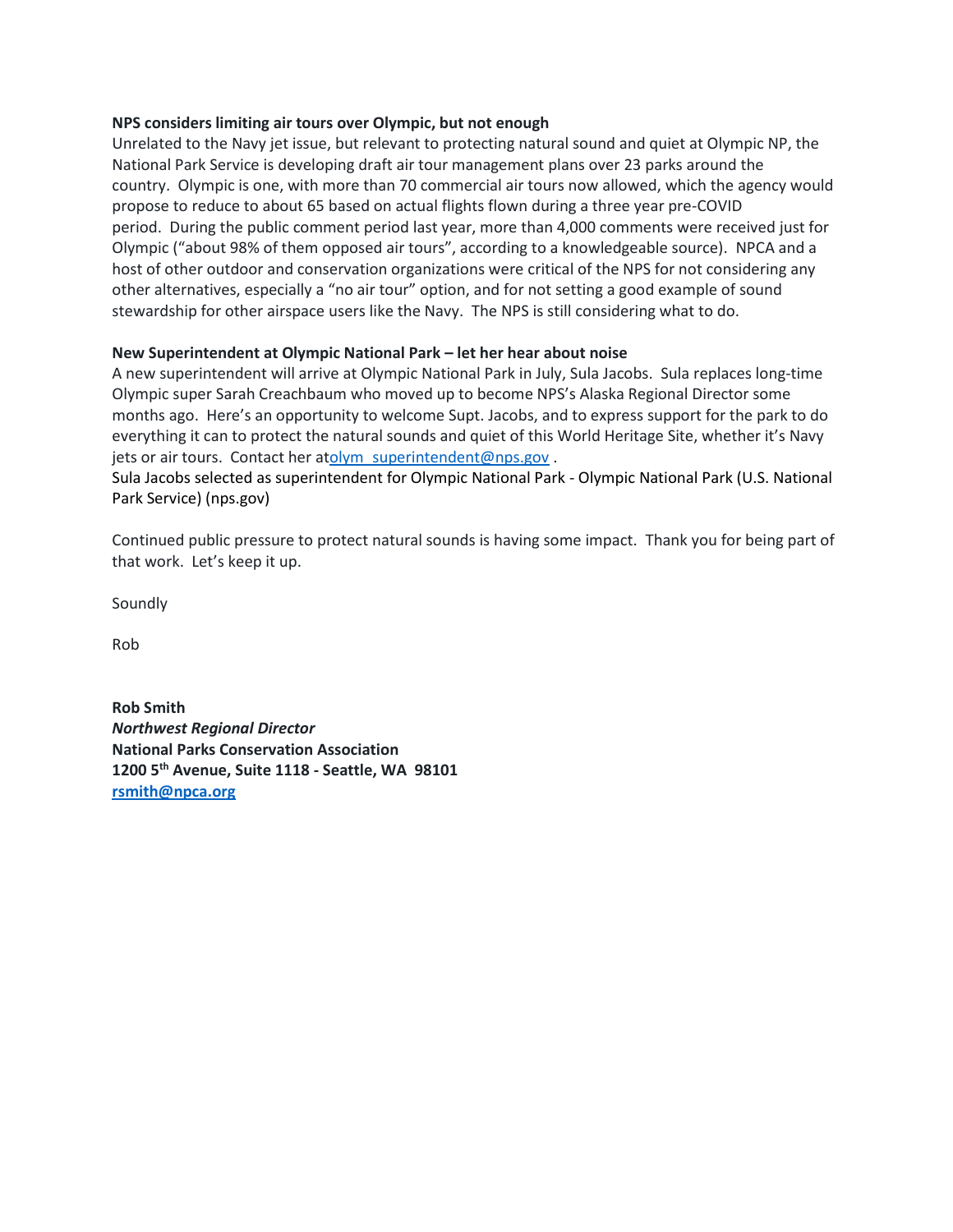**NPS considers limiting air tours over Olympic, but not enough**

Unrelated to the Navy jet issue, but relevant to protecting natural sound and quiet at Olympic NP, the National Park Service is developing draft air tour management plans over 23 parks around the country. Olympic is one, with more than 70 commercial air tours now allowed, which the agency would propose to reduce to about 65 based on actual flights flown during a three year pre-COVID period. During the public comment period last year, more than 4,000 comments were received just for Olympic ("about 98% of them opposed air tours", according to a knowledgeable source). NPCA and a host of other outdoor and conservation organizations were critical of the NPS for not considering any other alternatives, especially a "no air tour" option, and for not setting a good example of sound stewardship for other airspace users like the Navy. The NPS is still considering what to do.

**New Superintendent at Olympic National Park – let her hear about noise**

A new superintendent will arrive at Olympic National Park in July, Sula Jacobs. Sula replaces long-time Olympic super Sarah Creachbaum who moved up to become NPS's Alaska Regional Director some months ago. Here's an opportunity to welcome Supt. Jacobs, and to express support for the park to do everything it can to protect the natural sounds and quiet of this World Heritage Site, whether it's Navy jets or air tours. Contact her at olym_superintendent@nps.gov .

Sula Jacobs selected as superintendent for Olympic National Park - Olympic National Park (U.S. National Park Service) (nps.gov)

Continued public pressure to protect natural sounds is having some impact. Thank you for being part of that work. Let's keep it up.

Soundly

Rob

**Rob Smith**
***Northwest Regional Director***
**National Parks Conservation Association**
**1200 5th Avenue, Suite 1118 - Seattle, WA 98101**
**rsmith@npca.org**